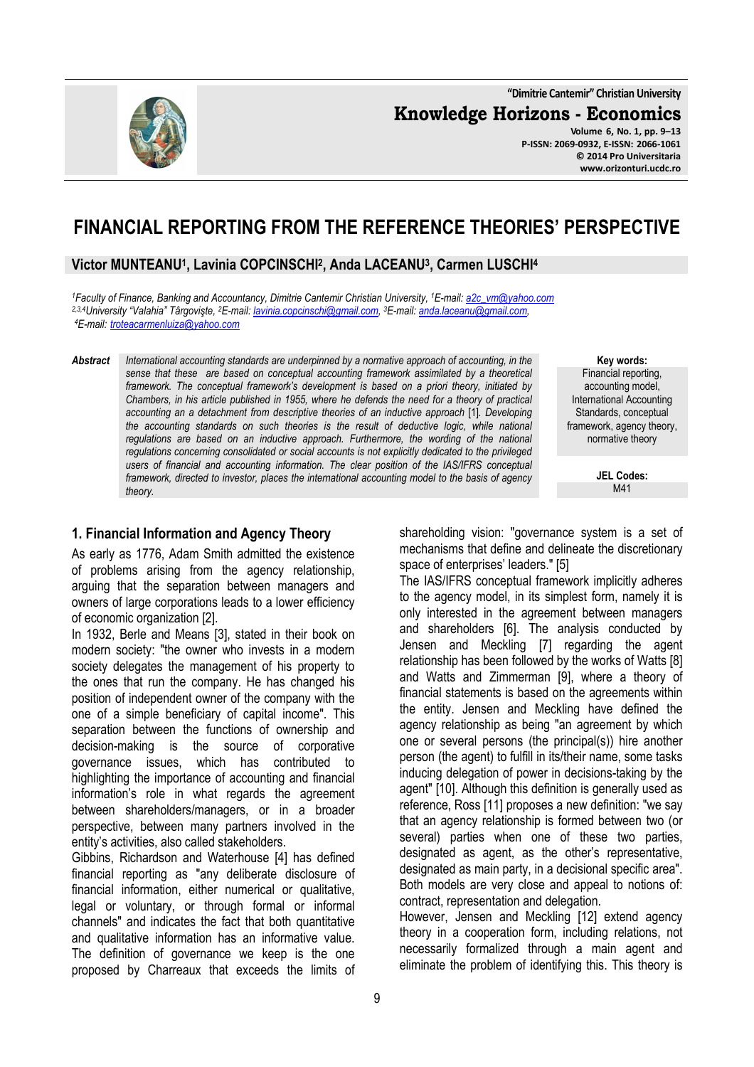# FINANCIAL REPORTING FROM THE REFERENCE THEORIES' PERSPECTIVE

**Victor MUNTEANU[1], Lavinia COPCINSCHI[2], Anda LACEANU[3], Carmen LUSCHI[4]**

*[1]Faculty of Finance, Banking and Accountancy, Dimitrie Cantemir Christian University, [1]E-mail: a2c_vm@yahoo.com*
*[2,3,4]University "Valahia" Târgovişte, [2]E-mail: lavinia.copcinschi@gmail.com, [3]E-mail: anda.laceanu@gmail.com,*
*[4]E-mail: troteacarmenluiza@yahoo.com*

**Abstract** *International accounting standards are underpinned by a normative approach of accounting, in the sense that these are based on conceptual accounting framework assimilated by a theoretical framework. The conceptual framework's development is based on a priori theory, initiated by Chambers, in his article published in 1955, where he defends the need for a theory of practical accounting an a detachment from descriptive theories of an inductive approach [1]. Developing the accounting standards on such theories is the result of deductive logic, while national regulations are based on an inductive approach. Furthermore, the wording of the national regulations concerning consolidated or social accounts is not explicitly dedicated to the privileged users of financial and accounting information. The clear position of the IAS/IFRS conceptual framework, directed to investor, places the international accounting model to the basis of agency theory.*

**Key words:** Financial reporting, accounting model, International Accounting Standards, conceptual framework, agency theory, normative theory

**JEL Codes:** M41

## 1. Financial Information and Agency Theory

As early as 1776, Adam Smith admitted the existence of problems arising from the agency relationship, arguing that the separation between managers and owners of large corporations leads to a lower efficiency of economic organization [2].

In 1932, Berle and Means [3], stated in their book on modern society: "the owner who invests in a modern society delegates the management of his property to the ones that run the company. He has changed his position of independent owner of the company with the one of a simple beneficiary of capital income". This separation between the functions of ownership and decision-making is the source of corporative governance issues, which has contributed to highlighting the importance of accounting and financial information's role in what regards the agreement between shareholders/managers, or in a broader perspective, between many partners involved in the entity's activities, also called stakeholders.

Gibbins, Richardson and Waterhouse [4] has defined financial reporting as "any deliberate disclosure of financial information, either numerical or qualitative, legal or voluntary, or through formal or informal channels" and indicates the fact that both quantitative and qualitative information has an informative value. The definition of governance we keep is the one proposed by Charreaux that exceeds the limits of shareholding vision: "governance system is a set of mechanisms that define and delineate the discretionary space of enterprises' leaders." [5]

The IAS/IFRS conceptual framework implicitly adheres to the agency model, in its simplest form, namely it is only interested in the agreement between managers and shareholders [6]. The analysis conducted by Jensen and Meckling [7] regarding the agent relationship has been followed by the works of Watts [8] and Watts and Zimmerman [9], where a theory of financial statements is based on the agreements within the entity. Jensen and Meckling have defined the agency relationship as being "an agreement by which one or several persons (the principal(s)) hire another person (the agent) to fulfill in its/their name, some tasks inducing delegation of power in decisions-taking by the agent" [10]. Although this definition is generally used as reference, Ross [11] proposes a new definition: "we say that an agency relationship is formed between two (or several) parties when one of these two parties, designated as agent, as the other's representative, designated as main party, in a decisional specific area". Both models are very close and appeal to notions of: contract, representation and delegation.

However, Jensen and Meckling [12] extend agency theory in a cooperation form, including relations, not necessarily formalized through a main agent and eliminate the problem of identifying this. This theory is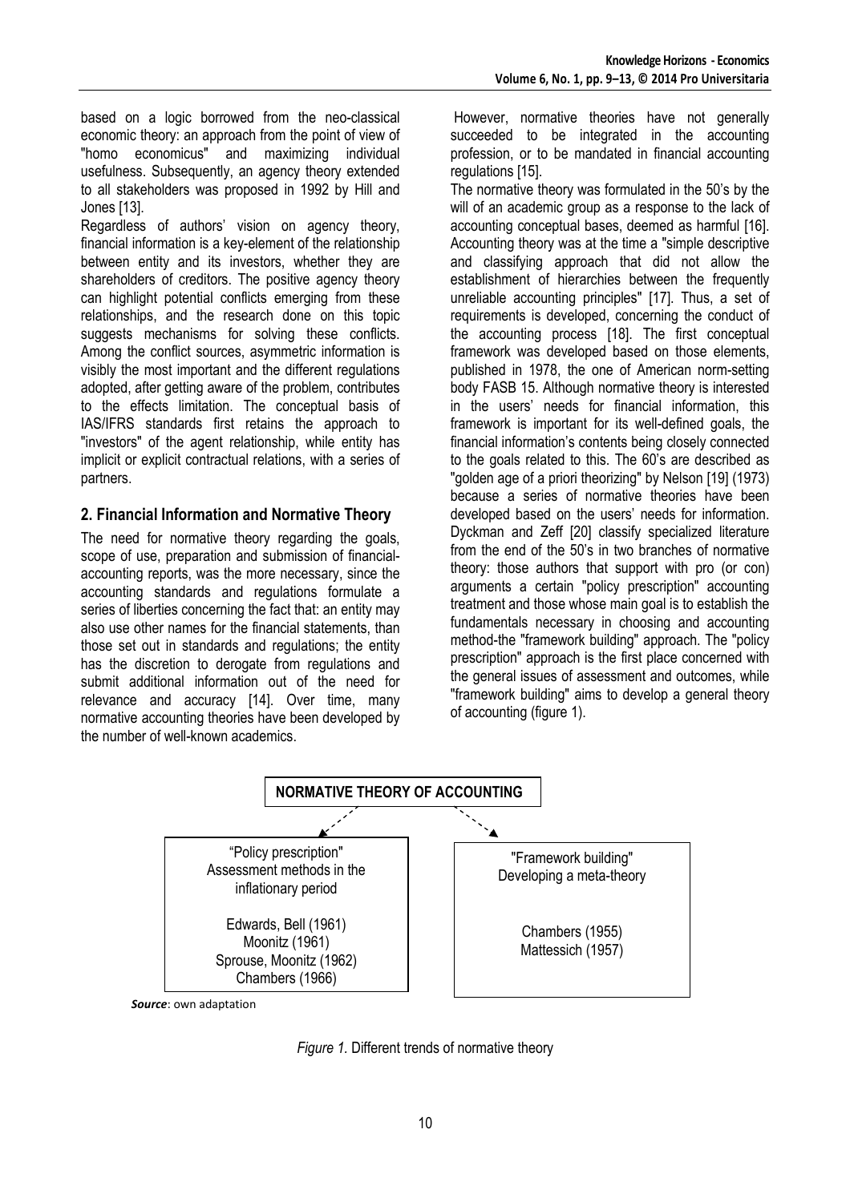based on a logic borrowed from the neo-classical economic theory: an approach from the point of view of "homo economicus" and maximizing individual usefulness. Subsequently, an agency theory extended to all stakeholders was proposed in 1992 by Hill and Jones [13].

Regardless of authors' vision on agency theory, financial information is a key-element of the relationship between entity and its investors, whether they are shareholders of creditors. The positive agency theory can highlight potential conflicts emerging from these relationships, and the research done on this topic suggests mechanisms for solving these conflicts. Among the conflict sources, asymmetric information is visibly the most important and the different regulations adopted, after getting aware of the problem, contributes to the effects limitation. The conceptual basis of IAS/IFRS standards first retains the approach to "investors" of the agent relationship, while entity has implicit or explicit contractual relations, with a series of partners.

## 2. Financial Information and Normative Theory

The need for normative theory regarding the goals, scope of use, preparation and submission of financial-accounting reports, was the more necessary, since the accounting standards and regulations formulate a series of liberties concerning the fact that: an entity may also use other names for the financial statements, than those set out in standards and regulations; the entity has the discretion to derogate from regulations and submit additional information out of the need for relevance and accuracy [14]. Over time, many normative accounting theories have been developed by the number of well-known academics.

However, normative theories have not generally succeeded to be integrated in the accounting profession, or to be mandated in financial accounting regulations [15].

The normative theory was formulated in the 50's by the will of an academic group as a response to the lack of accounting conceptual bases, deemed as harmful [16]. Accounting theory was at the time a "simple descriptive and classifying approach that did not allow the establishment of hierarchies between the frequently unreliable accounting principles" [17]. Thus, a set of requirements is developed, concerning the conduct of the accounting process [18]. The first conceptual framework was developed based on those elements, published in 1978, the one of American norm-setting body FASB 15. Although normative theory is interested in the users' needs for financial information, this framework is important for its well-defined goals, the financial information's contents being closely connected to the goals related to this. The 60's are described as "golden age of a priori theorizing" by Nelson [19] (1973) because a series of normative theories have been developed based on the users' needs for information. Dyckman and Zeff [20] classify specialized literature from the end of the 50's in two branches of normative theory: those authors that support with pro (or con) arguments a certain "policy prescription" accounting treatment and those whose main goal is to establish the fundamentals necessary in choosing and accounting method-the "framework building" approach. The "policy prescription" approach is the first place concerned with the general issues of assessment and outcomes, while "framework building" aims to develop a general theory of accounting (figure 1).

**NORMATIVE THEORY OF ACCOUNTING**

| "Policy prescription" Assessment methods in the inflationary period | "Framework building" Developing a meta-theory |
| --- | --- |
| Edwards, Bell (1961)<br>Moonitz (1961)<br>Sprouse, Moonitz (1962)<br>Chambers (1966) | Chambers (1955)<br>Mattessich (1957) |

***Source***: own adaptation

*Figure 1.* Different trends of normative theory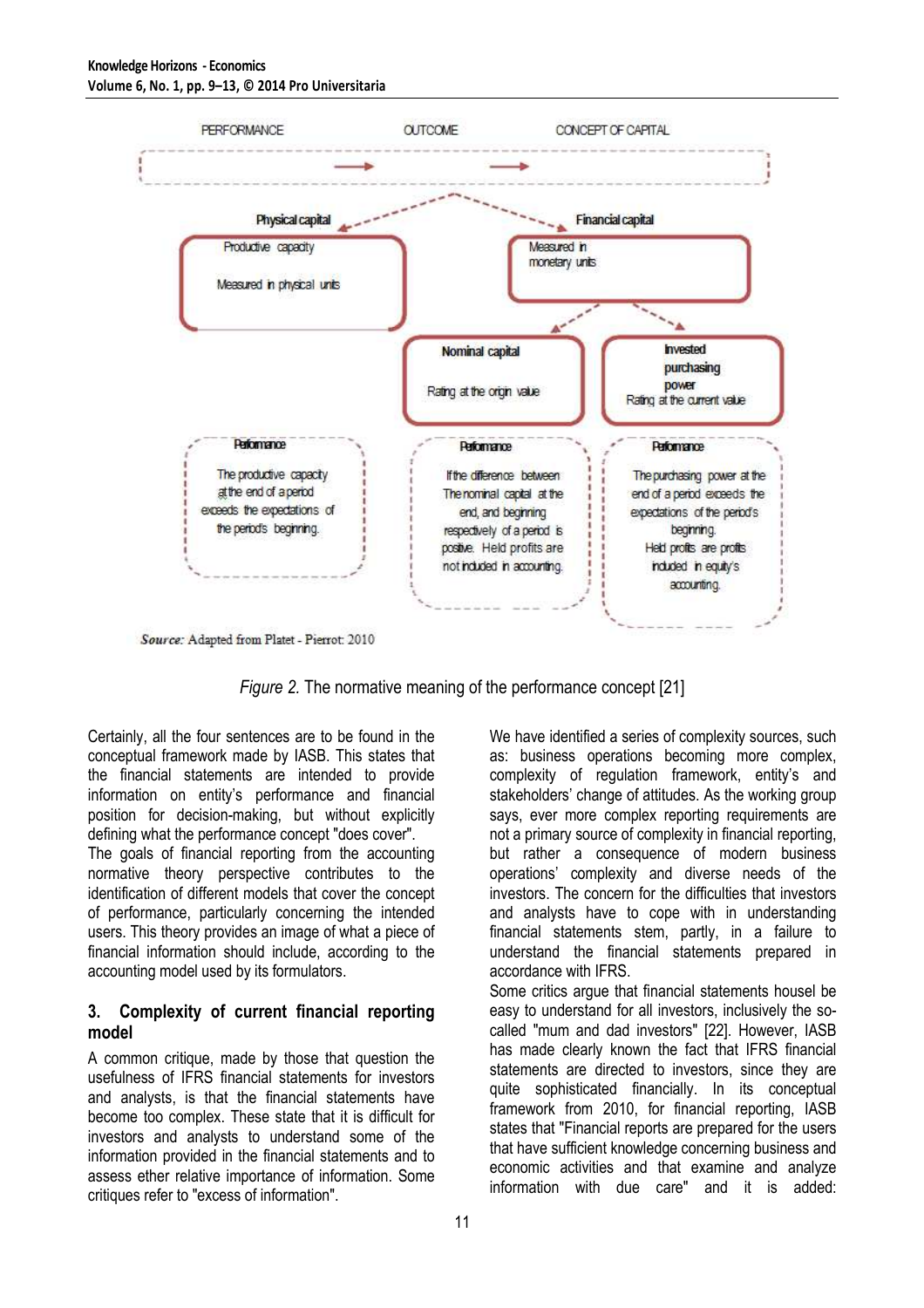PERFORMANCE → OUTCOME → CONCEPT OF CAPITAL

**Physical capital**

Productive capacity

Measured in physical units

**Financial capital**

Measured in monetary units

**Nominal capital**

Rating at the origin value

**Invested purchasing power**

Rating at the current value

**Performance**

The productive capacity at the end of a period exceeds the expectations of the period's beginning.

**Performance**

If the difference between The nominal capital at the end, and beginning respectively of a period is positive. Held profits are not included in accounting.

**Performance**

The purchasing power at the end of a period exceeds the expectations of the period's beginning. Held profits are profits included in equity's accounting.

*Source:* Adapted from Platet - Pierrot: 2010

*Figure 2.* The normative meaning of the performance concept [21]

Certainly, all the four sentences are to be found in the conceptual framework made by IASB. This states that the financial statements are intended to provide information on entity's performance and financial position for decision-making, but without explicitly defining what the performance concept "does cover".

The goals of financial reporting from the accounting normative theory perspective contributes to the identification of different models that cover the concept of performance, particularly concerning the intended users. This theory provides an image of what a piece of financial information should include, according to the accounting model used by its formulators.

## 3. Complexity of current financial reporting model

A common critique, made by those that question the usefulness of IFRS financial statements for investors and analysts, is that the financial statements have become too complex. These state that it is difficult for investors and analysts to understand some of the information provided in the financial statements and to assess ether relative importance of information. Some critiques refer to "excess of information".

We have identified a series of complexity sources, such as: business operations becoming more complex, complexity of regulation framework, entity's and stakeholders' change of attitudes. As the working group says, ever more complex reporting requirements are not a primary source of complexity in financial reporting, but rather a consequence of modern business operations' complexity and diverse needs of the investors. The concern for the difficulties that investors and analysts have to cope with in understanding financial statements stem, partly, in a failure to understand the financial statements prepared in accordance with IFRS.

Some critics argue that financial statements housel be easy to understand for all investors, inclusively the so-called "mum and dad investors" [22]. However, IASB has made clearly known the fact that IFRS financial statements are directed to investors, since they are quite sophisticated financially. In its conceptual framework from 2010, for financial reporting, IASB states that "Financial reports are prepared for the users that have sufficient knowledge concerning business and economic activities and that examine and analyze information with due care" and it is added: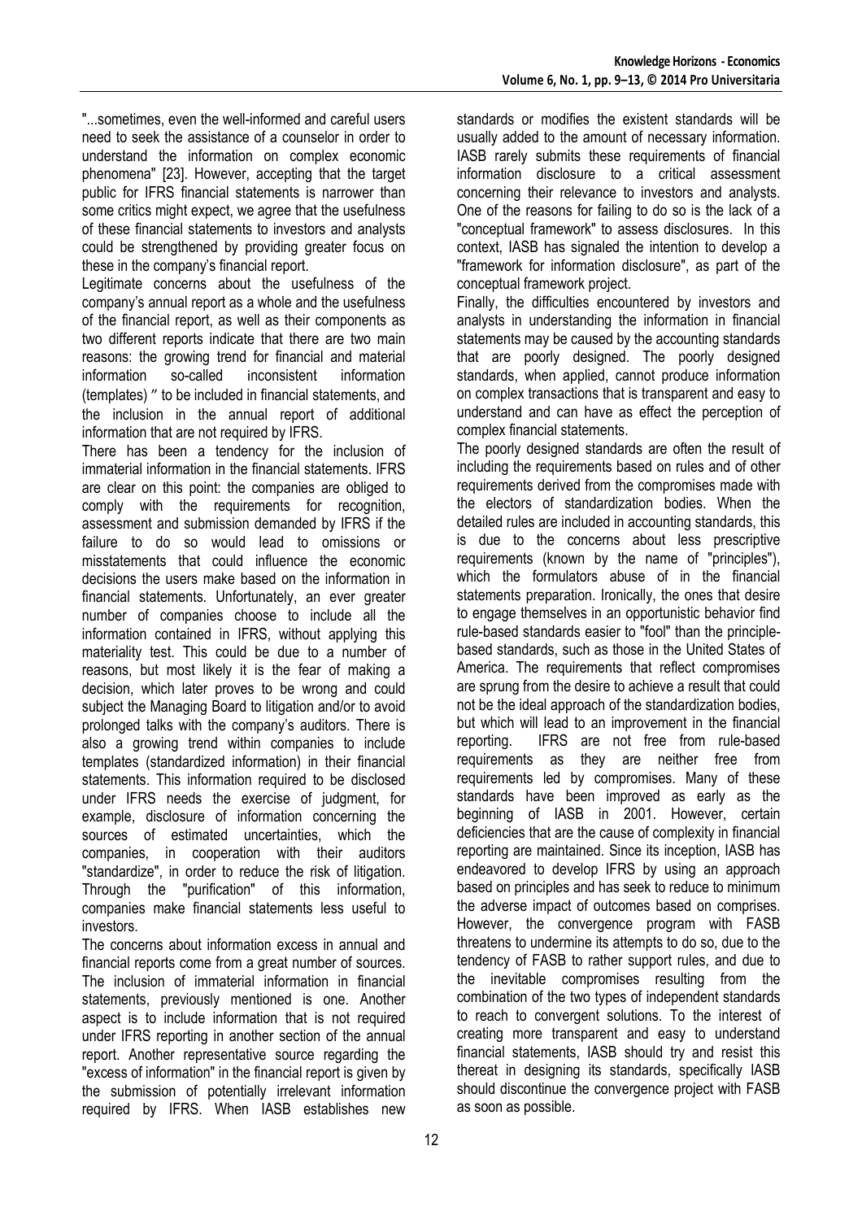"...sometimes, even the well-informed and careful users need to seek the assistance of a counselor in order to understand the information on complex economic phenomena" [23]. However, accepting that the target public for IFRS financial statements is narrower than some critics might expect, we agree that the usefulness of these financial statements to investors and analysts could be strengthened by providing greater focus on these in the company's financial report.

Legitimate concerns about the usefulness of the company's annual report as a whole and the usefulness of the financial report, as well as their components as two different reports indicate that there are two main reasons: the growing trend for financial and material information so-called inconsistent information (templates) " to be included in financial statements, and the inclusion in the annual report of additional information that are not required by IFRS.

There has been a tendency for the inclusion of immaterial information in the financial statements. IFRS are clear on this point: the companies are obliged to comply with the requirements for recognition, assessment and submission demanded by IFRS if the failure to do so would lead to omissions or misstatements that could influence the economic decisions the users make based on the information in financial statements. Unfortunately, an ever greater number of companies choose to include all the information contained in IFRS, without applying this materiality test. This could be due to a number of reasons, but most likely it is the fear of making a decision, which later proves to be wrong and could subject the Managing Board to litigation and/or to avoid prolonged talks with the company's auditors. There is also a growing trend within companies to include templates (standardized information) in their financial statements. This information required to be disclosed under IFRS needs the exercise of judgment, for example, disclosure of information concerning the sources of estimated uncertainties, which the companies, in cooperation with their auditors "standardize", in order to reduce the risk of litigation. Through the "purification" of this information, companies make financial statements less useful to investors.

The concerns about information excess in annual and financial reports come from a great number of sources. The inclusion of immaterial information in financial statements, previously mentioned is one. Another aspect is to include information that is not required under IFRS reporting in another section of the annual report. Another representative source regarding the "excess of information" in the financial report is given by the submission of potentially irrelevant information required by IFRS. When IASB establishes new standards or modifies the existent standards will be usually added to the amount of necessary information. IASB rarely submits these requirements of financial information disclosure to a critical assessment concerning their relevance to investors and analysts. One of the reasons for failing to do so is the lack of a "conceptual framework" to assess disclosures. In this context, IASB has signaled the intention to develop a "framework for information disclosure", as part of the conceptual framework project.

Finally, the difficulties encountered by investors and analysts in understanding the information in financial statements may be caused by the accounting standards that are poorly designed. The poorly designed standards, when applied, cannot produce information on complex transactions that is transparent and easy to understand and can have as effect the perception of complex financial statements.

The poorly designed standards are often the result of including the requirements based on rules and of other requirements derived from the compromises made with the electors of standardization bodies. When the detailed rules are included in accounting standards, this is due to the concerns about less prescriptive requirements (known by the name of "principles"), which the formulators abuse of in the financial statements preparation. Ironically, the ones that desire to engage themselves in an opportunistic behavior find rule-based standards easier to "fool" than the principle-based standards, such as those in the United States of America. The requirements that reflect compromises are sprung from the desire to achieve a result that could not be the ideal approach of the standardization bodies, but which will lead to an improvement in the financial reporting. IFRS are not free from rule-based requirements as they are neither free from requirements led by compromises. Many of these standards have been improved as early as the beginning of IASB in 2001. However, certain deficiencies that are the cause of complexity in financial reporting are maintained. Since its inception, IASB has endeavored to develop IFRS by using an approach based on principles and has seek to reduce to minimum the adverse impact of outcomes based on comprises. However, the convergence program with FASB threatens to undermine its attempts to do so, due to the tendency of FASB to rather support rules, and due to the inevitable compromises resulting from the combination of the two types of independent standards to reach to convergent solutions. To the interest of creating more transparent and easy to understand financial statements, IASB should try and resist this thereat in designing its standards, specifically IASB should discontinue the convergence project with FASB as soon as possible.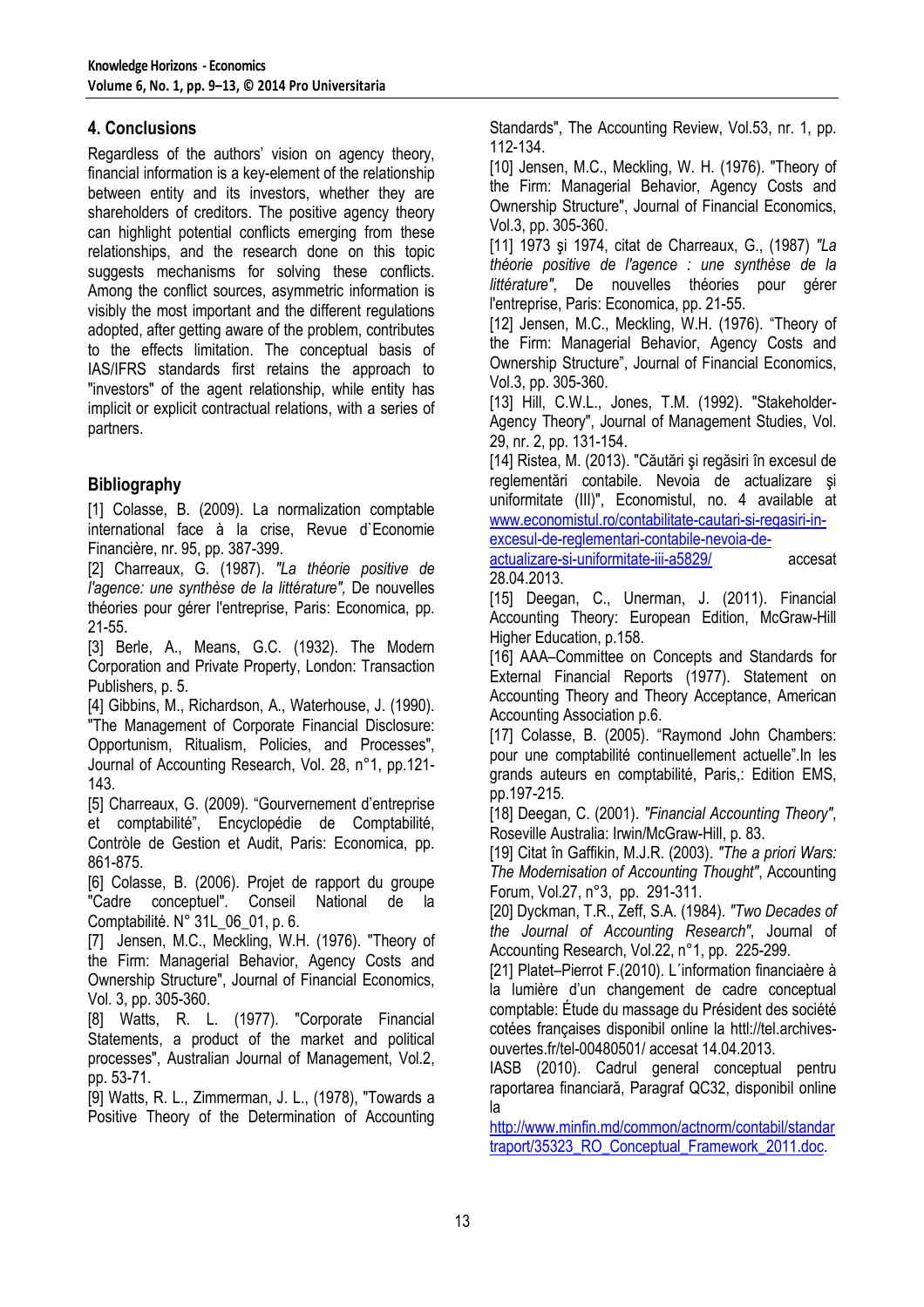## 4. Conclusions

Regardless of the authors' vision on agency theory, financial information is a key-element of the relationship between entity and its investors, whether they are shareholders of creditors. The positive agency theory can highlight potential conflicts emerging from these relationships, and the research done on this topic suggests mechanisms for solving these conflicts. Among the conflict sources, asymmetric information is visibly the most important and the different regulations adopted, after getting aware of the problem, contributes to the effects limitation. The conceptual basis of IAS/IFRS standards first retains the approach to "investors" of the agent relationship, while entity has implicit or explicit contractual relations, with a series of partners.

## Bibliography

[1] Colasse, B. (2009). La normalization comptable international face à la crise, Revue d`Economie Financière, nr. 95, pp. 387-399.

[2] Charreaux, G. (1987). *"La théorie positive de l'agence: une synthèse de la littérature",* De nouvelles théories pour gérer l'entreprise, Paris: Economica, pp. 21-55.

[3] Berle, A., Means, G.C. (1932). The Modern Corporation and Private Property, London: Transaction Publishers, p. 5.

[4] Gibbins, M., Richardson, A., Waterhouse, J. (1990). "The Management of Corporate Financial Disclosure: Opportunism, Ritualism, Policies, and Processes", Journal of Accounting Research, Vol. 28, n°1, pp.121-143.

[5] Charreaux, G. (2009). "Gourvernement d'entreprise et comptabilité", Encyclopédie de Comptabilité, Contròle de Gestion et Audit, Paris: Economica, pp. 861-875.

[6] Colasse, B. (2006). Projet de rapport du groupe "Cadre conceptuel". Conseil National de la Comptabilité. N° 31L_06_01, p. 6.

[7] Jensen, M.C., Meckling, W.H. (1976). "Theory of the Firm: Managerial Behavior, Agency Costs and Ownership Structure", Journal of Financial Economics, Vol. 3, pp. 305-360.

[8] Watts, R. L. (1977). "Corporate Financial Statements, a product of the market and political processes", Australian Journal of Management, Vol.2, pp. 53-71.

[9] Watts, R. L., Zimmerman, J. L., (1978), "Towards a Positive Theory of the Determination of Accounting Standards", The Accounting Review, Vol.53, nr. 1, pp. 112-134.

[10] Jensen, M.C., Meckling, W. H. (1976). "Theory of the Firm: Managerial Behavior, Agency Costs and Ownership Structure", Journal of Financial Economics, Vol.3, pp. 305-360.

[11] 1973 şi 1974, citat de Charreaux, G., (1987) *"La théorie positive de l'agence : une synthèse de la littérature"*, De nouvelles théories pour gérer l'entreprise, Paris: Economica, pp. 21-55.

[12] Jensen, M.C., Meckling, W.H. (1976). "Theory of the Firm: Managerial Behavior, Agency Costs and Ownership Structure", Journal of Financial Economics, Vol.3, pp. 305-360.

[13] Hill, C.W.L., Jones, T.M. (1992). "Stakeholder-Agency Theory", Journal of Management Studies, Vol. 29, nr. 2, pp. 131-154.

[14] Ristea, M. (2013). "Căutări şi regăsiri în excesul de reglementări contabile. Nevoia de actualizare şi uniformitate (III)", Economistul, no. 4 available at www.economistul.ro/contabilitate-cautari-si-regasiri-in-excesul-de-reglementari-contabile-nevoia-de-actualizare-si-uniformitate-iii-a5829/ accesat 28.04.2013.

[15] Deegan, C., Unerman, J. (2011). Financial Accounting Theory: European Edition, McGraw-Hill Higher Education, p.158.

[16] AAA–Committee on Concepts and Standards for External Financial Reports (1977). Statement on Accounting Theory and Theory Acceptance, American Accounting Association p.6.

[17] Colasse, B. (2005). "Raymond John Chambers: pour une comptabilité continuellement actuelle".In les grands auteurs en comptabilité, Paris,: Edition EMS, pp.197-215.

[18] Deegan, C. (2001). *"Financial Accounting Theory"*, Roseville Australia: Irwin/McGraw-Hill, p. 83.

[19] Citat în Gaffikin, M.J.R. (2003). *"The a priori Wars: The Modernisation of Accounting Thought"*, Accounting Forum, Vol.27, n°3, pp. 291-311.

[20] Dyckman, T.R., Zeff, S.A. (1984). *"Two Decades of the Journal of Accounting Research"*, Journal of Accounting Research, Vol.22, n°1, pp. 225-299.

[21] Platet–Pierrot F.(2010). L´information financiaère à la lumière d'un changement de cadre conceptual comptable: Étude du massage du Président des société cotées françaises disponibil online la httl://tel.archives-ouvertes.fr/tel-00480501/ accesat 14.04.2013.

IASB (2010). Cadrul general conceptual pentru raportarea financiară, Paragraf QC32, disponibil online la http://www.minfin.md/common/actnorm/contabil/standartraport/35323_RO_Conceptual_Framework_2011.doc.